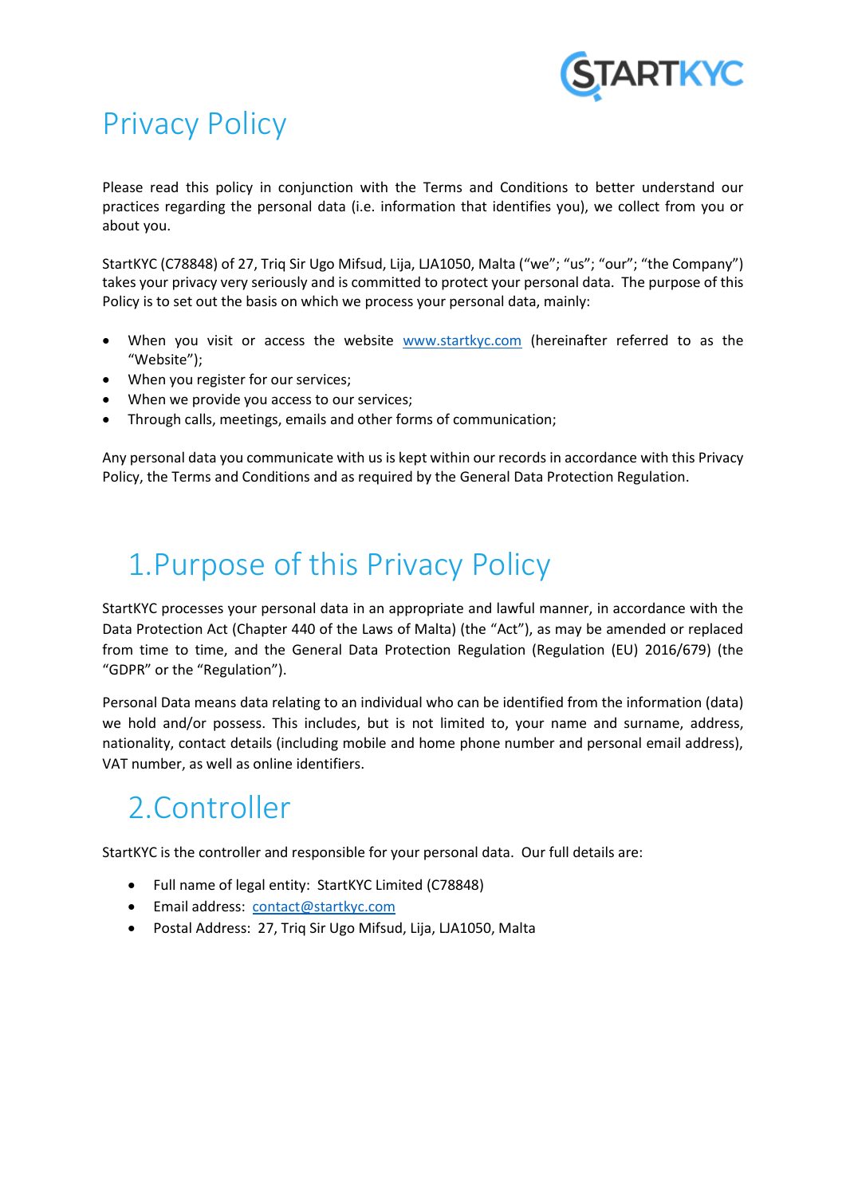# Privacy Policy

Please read this policy in conjunction with the Terms and Conditions to better understand our practices regarding the personal data (i.e. information that identifies you), we collect from you or about you.

StartKYC (C78848) of 27, Triq Sir Ugo Mifsud, Lija, LJA1050, Malta ("we"; "us"; "our"; "the Company") takes your privacy very seriously and is committed to protect your personal data. The purpose of this Policy is to set out the basis on which we process your personal data, mainly:

- When you visit or access the website www.startkyc.com (hereinafter referred to as the "Website");
- When you register for our services;
- When we provide you access to our services;
- Through calls, meetings, emails and other forms of communication;

Any personal data you communicate with us is kept within our records in accordance with this Privacy Policy, the Terms and Conditions and as required by the General Data Protection Regulation.

## 1.Purpose of this Privacy Policy

StartKYC processes your personal data in an appropriate and lawful manner, in accordance with the Data Protection Act (Chapter 440 of the Laws of Malta) (the "Act"), as may be amended or replaced from time to time, and the General Data Protection Regulation (Regulation (EU) 2016/679) (the "GDPR" or the "Regulation").

Personal Data means data relating to an individual who can be identified from the information (data) we hold and/or possess. This includes, but is not limited to, your name and surname, address, nationality, contact details (including mobile and home phone number and personal email address), VAT number, as well as online identifiers.

## 2.Controller

StartKYC is the controller and responsible for your personal data. Our full details are:

- Full name of legal entity: StartKYC Limited (C78848)
- Email address: contact@startkyc.com
- Postal Address: 27, Triq Sir Ugo Mifsud, Lija, LJA1050, Malta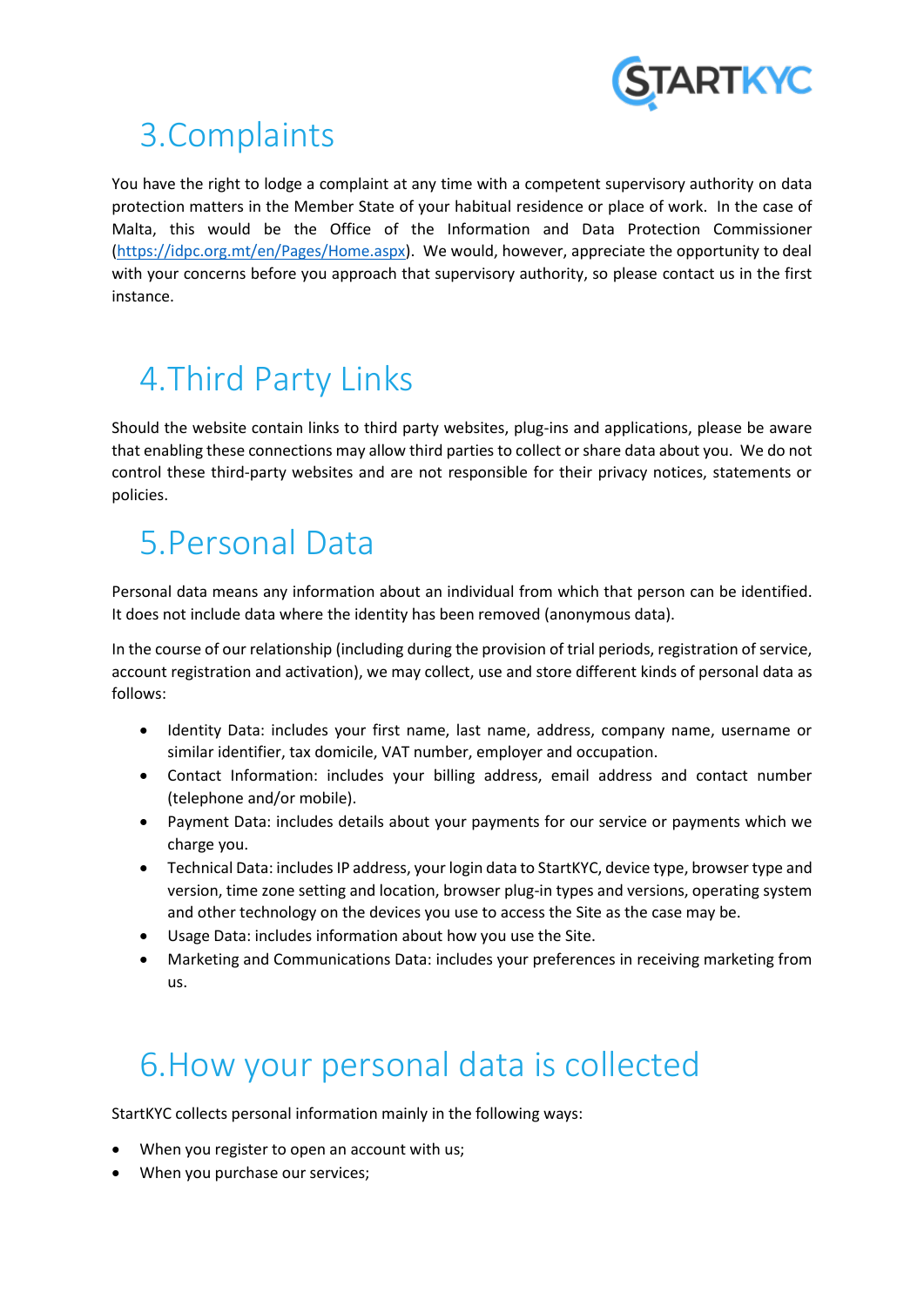# 3. Complaints

You have the right to lodge a complaint at any time with a competent supervisory authority on data protection matters in the Member State of your habitual residence or place of work. In the case of Malta, this would be the Office of the Information and Data Protection Commissioner (https://idpc.org.mt/en/Pages/Home.aspx). We would, however, appreciate the opportunity to deal with your concerns before you approach that supervisory authority, so please contact us in the first instance.

# 4. Third Party Links

Should the website contain links to third party websites, plug-ins and applications, please be aware that enabling these connections may allow third parties to collect or share data about you. We do not control these third-party websites and are not responsible for their privacy notices, statements or policies.

# 5. Personal Data

Personal data means any information about an individual from which that person can be identified. It does not include data where the identity has been removed (anonymous data).

In the course of our relationship (including during the provision of trial periods, registration of service, account registration and activation), we may collect, use and store different kinds of personal data as follows:

- Identity Data: includes your first name, last name, address, company name, username or similar identifier, tax domicile, VAT number, employer and occupation.
- Contact Information: includes your billing address, email address and contact number (telephone and/or mobile).
- Payment Data: includes details about your payments for our service or payments which we charge you.
- Technical Data: includes IP address, your login data to StartKYC, device type, browser type and version, time zone setting and location, browser plug-in types and versions, operating system and other technology on the devices you use to access the Site as the case may be.
- Usage Data: includes information about how you use the Site.
- Marketing and Communications Data: includes your preferences in receiving marketing from us.

# 6. How your personal data is collected

StartKYC collects personal information mainly in the following ways:

- When you register to open an account with us;
- When you purchase our services;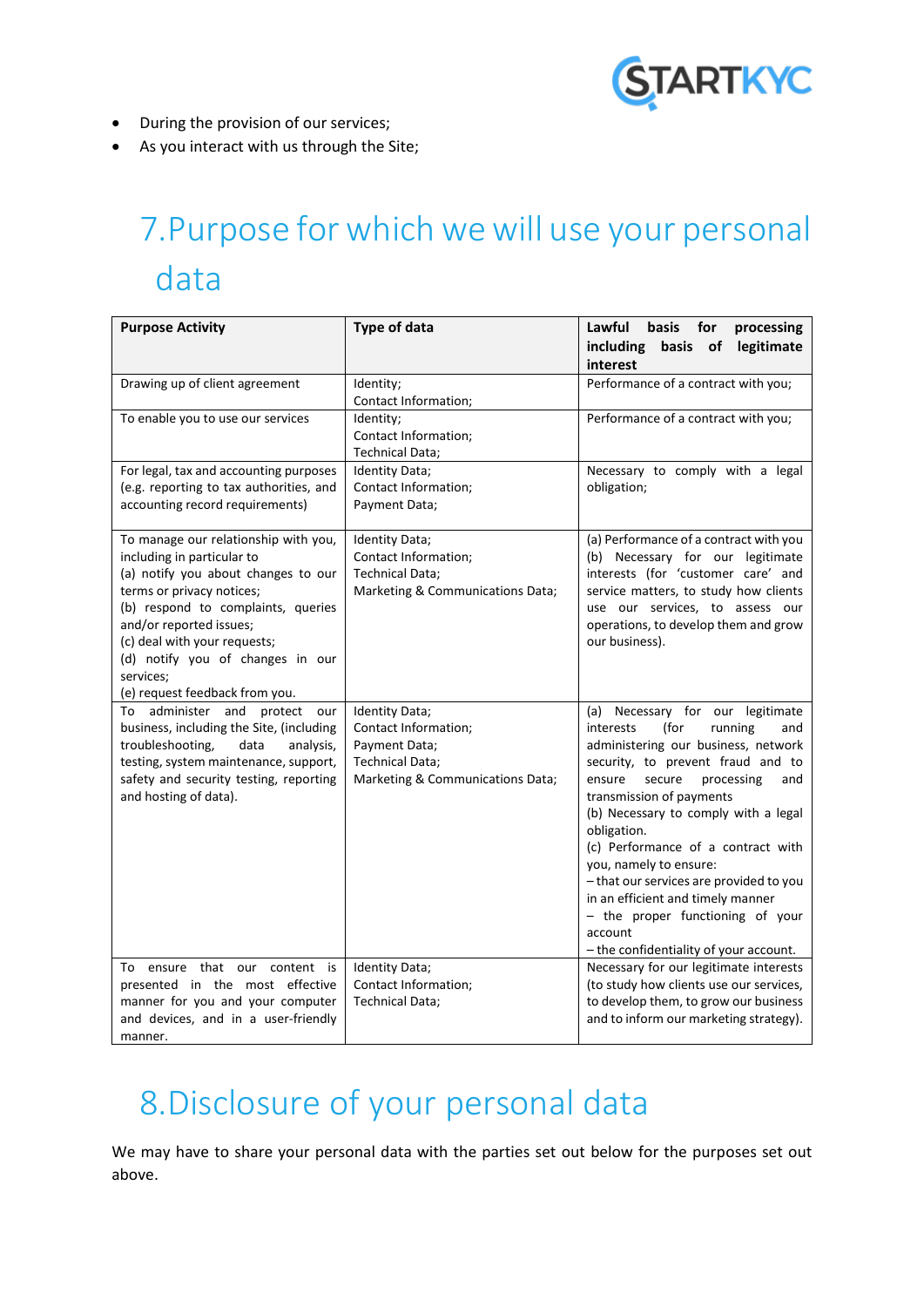- During the provision of our services;
- As you interact with us through the Site;

# 7. Purpose for which we will use your personal data

| Purpose Activity | Type of data | Lawful basis for processing including basis of legitimate interest |
|---|---|---|
| Drawing up of client agreement | Identity;<br>Contact Information; | Performance of a contract with you; |
| To enable you to use our services | Identity;<br>Contact Information;<br>Technical Data; | Performance of a contract with you; |
| For legal, tax and accounting purposes (e.g. reporting to tax authorities, and accounting record requirements) | Identity Data;<br>Contact Information;<br>Payment Data; | Necessary to comply with a legal obligation; |
| To manage our relationship with you, including in particular to<br>(a) notify you about changes to our terms or privacy notices;<br>(b) respond to complaints, queries and/or reported issues;<br>(c) deal with your requests;<br>(d) notify you of changes in our services;<br>(e) request feedback from you. | Identity Data;<br>Contact Information;<br>Technical Data;<br>Marketing & Communications Data; | (a) Performance of a contract with you<br>(b) Necessary for our legitimate interests (for 'customer care' and service matters, to study how clients use our services, to assess our operations, to develop them and grow our business). |
| To administer and protect our business, including the Site, (including troubleshooting, data analysis, testing, system maintenance, support, safety and security testing, reporting and hosting of data). | Identity Data;<br>Contact Information;<br>Payment Data;<br>Technical Data;<br>Marketing & Communications Data; | (a) Necessary for our legitimate interests (for running and administering our business, network security, to prevent fraud and to ensure secure processing and transmission of payments<br>(b) Necessary to comply with a legal obligation.<br>(c) Performance of a contract with you, namely to ensure:<br>– that our services are provided to you in an efficient and timely manner<br>– the proper functioning of your account<br>– the confidentiality of your account. |
| To ensure that our content is presented in the most effective manner for you and your computer and devices, and in a user-friendly manner. | Identity Data;<br>Contact Information;<br>Technical Data; | Necessary for our legitimate interests (to study how clients use our services, to develop them, to grow our business and to inform our marketing strategy). |

# 8. Disclosure of your personal data

We may have to share your personal data with the parties set out below for the purposes set out above.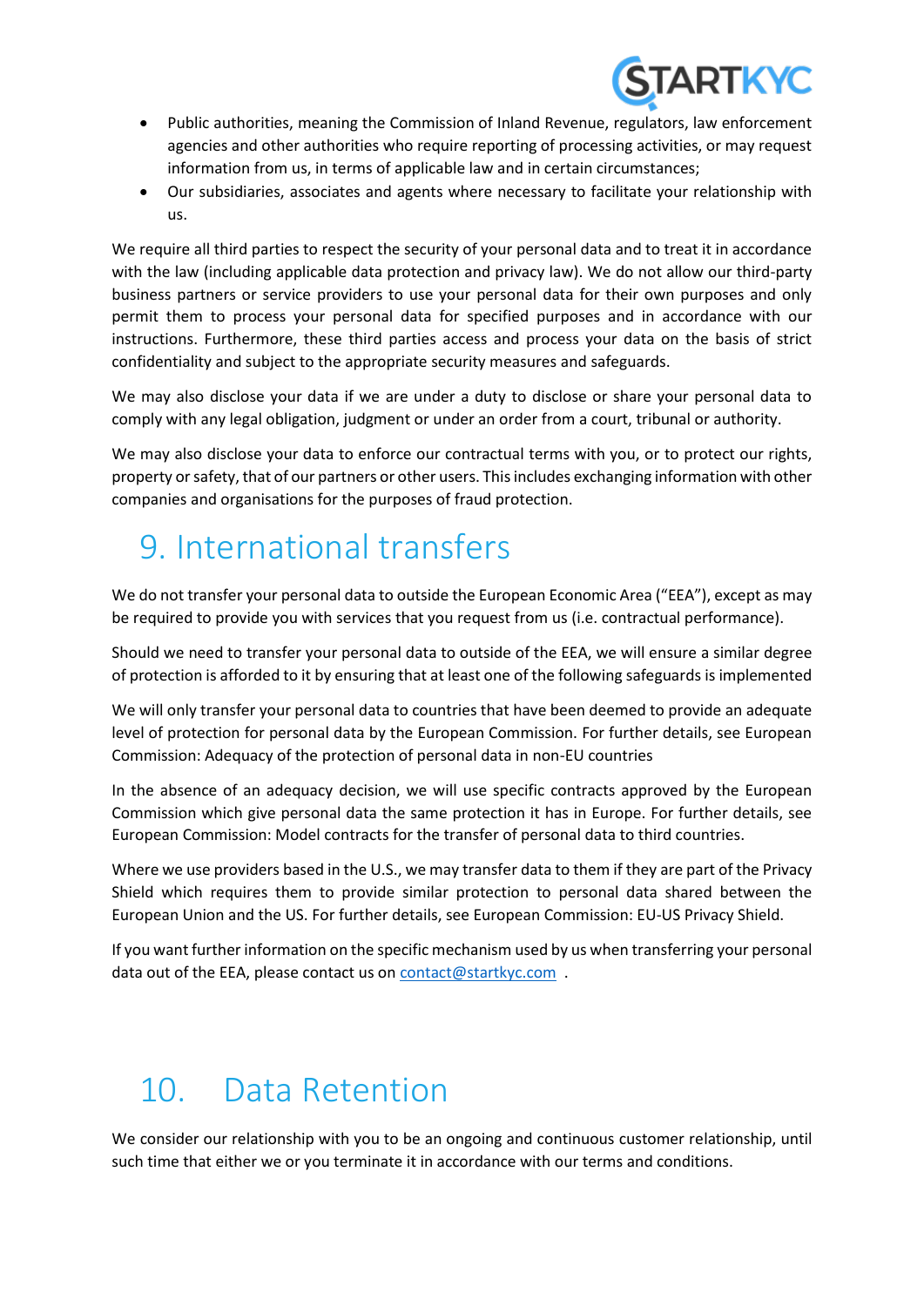- Public authorities, meaning the Commission of Inland Revenue, regulators, law enforcement agencies and other authorities who require reporting of processing activities, or may request information from us, in terms of applicable law and in certain circumstances;
- Our subsidiaries, associates and agents where necessary to facilitate your relationship with us.

We require all third parties to respect the security of your personal data and to treat it in accordance with the law (including applicable data protection and privacy law). We do not allow our third-party business partners or service providers to use your personal data for their own purposes and only permit them to process your personal data for specified purposes and in accordance with our instructions. Furthermore, these third parties access and process your data on the basis of strict confidentiality and subject to the appropriate security measures and safeguards.

We may also disclose your data if we are under a duty to disclose or share your personal data to comply with any legal obligation, judgment or under an order from a court, tribunal or authority.

We may also disclose your data to enforce our contractual terms with you, or to protect our rights, property or safety, that of our partners or other users. This includes exchanging information with other companies and organisations for the purposes of fraud protection.

# 9. International transfers

We do not transfer your personal data to outside the European Economic Area ("EEA"), except as may be required to provide you with services that you request from us (i.e. contractual performance).

Should we need to transfer your personal data to outside of the EEA, we will ensure a similar degree of protection is afforded to it by ensuring that at least one of the following safeguards is implemented

We will only transfer your personal data to countries that have been deemed to provide an adequate level of protection for personal data by the European Commission. For further details, see European Commission: Adequacy of the protection of personal data in non-EU countries

In the absence of an adequacy decision, we will use specific contracts approved by the European Commission which give personal data the same protection it has in Europe. For further details, see European Commission: Model contracts for the transfer of personal data to third countries.

Where we use providers based in the U.S., we may transfer data to them if they are part of the Privacy Shield which requires them to provide similar protection to personal data shared between the European Union and the US. For further details, see European Commission: EU-US Privacy Shield.

If you want further information on the specific mechanism used by us when transferring your personal data out of the EEA, please contact us on contact@startkyc.com .

# 10. Data Retention

We consider our relationship with you to be an ongoing and continuous customer relationship, until such time that either we or you terminate it in accordance with our terms and conditions.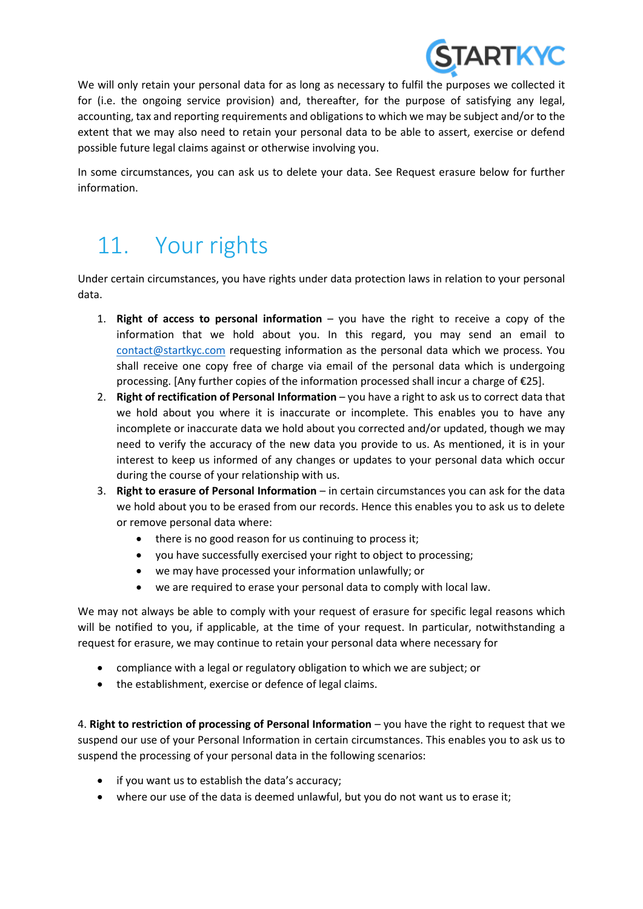We will only retain your personal data for as long as necessary to fulfil the purposes we collected it for (i.e. the ongoing service provision) and, thereafter, for the purpose of satisfying any legal, accounting, tax and reporting requirements and obligations to which we may be subject and/or to the extent that we may also need to retain your personal data to be able to assert, exercise or defend possible future legal claims against or otherwise involving you.

In some circumstances, you can ask us to delete your data. See Request erasure below for further information.

## 11. Your rights

Under certain circumstances, you have rights under data protection laws in relation to your personal data.

1. **Right of access to personal information** – you have the right to receive a copy of the information that we hold about you. In this regard, you may send an email to contact@startkyc.com requesting information as the personal data which we process. You shall receive one copy free of charge via email of the personal data which is undergoing processing. [Any further copies of the information processed shall incur a charge of €25].
2. **Right of rectification of Personal Information** – you have a right to ask us to correct data that we hold about you where it is inaccurate or incomplete. This enables you to have any incomplete or inaccurate data we hold about you corrected and/or updated, though we may need to verify the accuracy of the new data you provide to us. As mentioned, it is in your interest to keep us informed of any changes or updates to your personal data which occur during the course of your relationship with us.
3. **Right to erasure of Personal Information** – in certain circumstances you can ask for the data we hold about you to be erased from our records. Hence this enables you to ask us to delete or remove personal data where:
   - there is no good reason for us continuing to process it;
   - you have successfully exercised your right to object to processing;
   - we may have processed your information unlawfully; or
   - we are required to erase your personal data to comply with local law.

We may not always be able to comply with your request of erasure for specific legal reasons which will be notified to you, if applicable, at the time of your request. In particular, notwithstanding a request for erasure, we may continue to retain your personal data where necessary for

- compliance with a legal or regulatory obligation to which we are subject; or
- the establishment, exercise or defence of legal claims.

4. **Right to restriction of processing of Personal Information** – you have the right to request that we suspend our use of your Personal Information in certain circumstances. This enables you to ask us to suspend the processing of your personal data in the following scenarios:

- if you want us to establish the data's accuracy;
- where our use of the data is deemed unlawful, but you do not want us to erase it;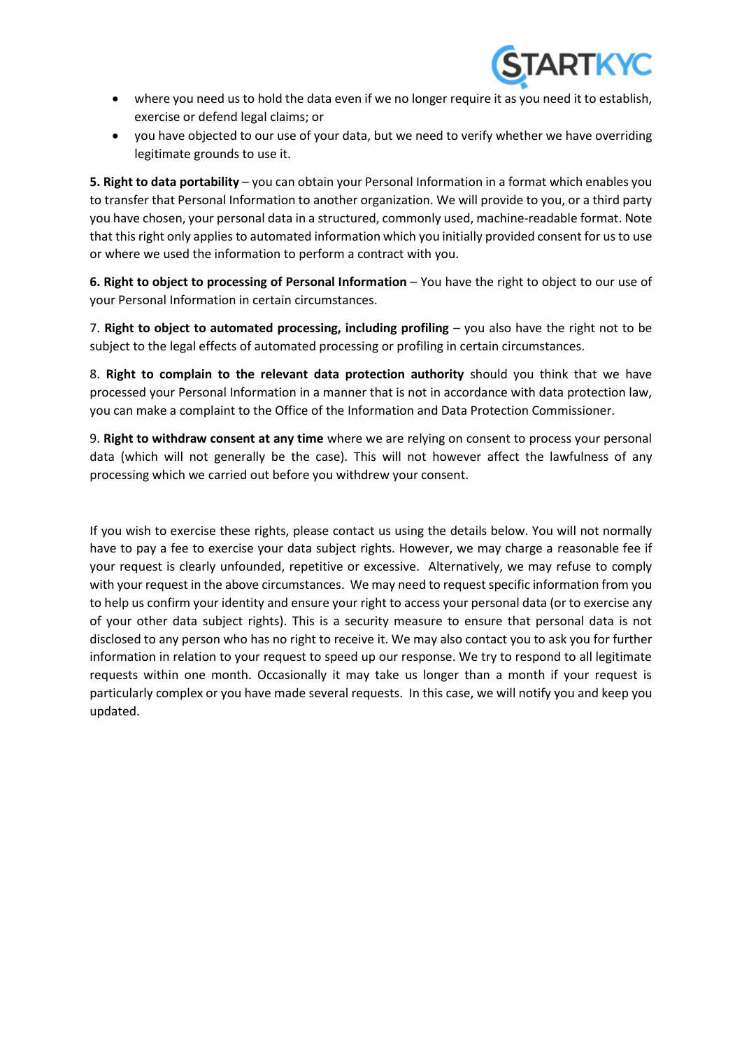- where you need us to hold the data even if we no longer require it as you need it to establish, exercise or defend legal claims; or
- you have objected to our use of your data, but we need to verify whether we have overriding legitimate grounds to use it.

**5. Right to data portability** – you can obtain your Personal Information in a format which enables you to transfer that Personal Information to another organization. We will provide to you, or a third party you have chosen, your personal data in a structured, commonly used, machine-readable format. Note that this right only applies to automated information which you initially provided consent for us to use or where we used the information to perform a contract with you.

**6. Right to object to processing of Personal Information** – You have the right to object to our use of your Personal Information in certain circumstances.

7. **Right to object to automated processing, including profiling** – you also have the right not to be subject to the legal effects of automated processing or profiling in certain circumstances.

8. **Right to complain to the relevant data protection authority** should you think that we have processed your Personal Information in a manner that is not in accordance with data protection law, you can make a complaint to the Office of the Information and Data Protection Commissioner.

9. **Right to withdraw consent at any time** where we are relying on consent to process your personal data (which will not generally be the case). This will not however affect the lawfulness of any processing which we carried out before you withdrew your consent.

If you wish to exercise these rights, please contact us using the details below. You will not normally have to pay a fee to exercise your data subject rights. However, we may charge a reasonable fee if your request is clearly unfounded, repetitive or excessive. Alternatively, we may refuse to comply with your request in the above circumstances. We may need to request specific information from you to help us confirm your identity and ensure your right to access your personal data (or to exercise any of your other data subject rights). This is a security measure to ensure that personal data is not disclosed to any person who has no right to receive it. We may also contact you to ask you for further information in relation to your request to speed up our response. We try to respond to all legitimate requests within one month. Occasionally it may take us longer than a month if your request is particularly complex or you have made several requests. In this case, we will notify you and keep you updated.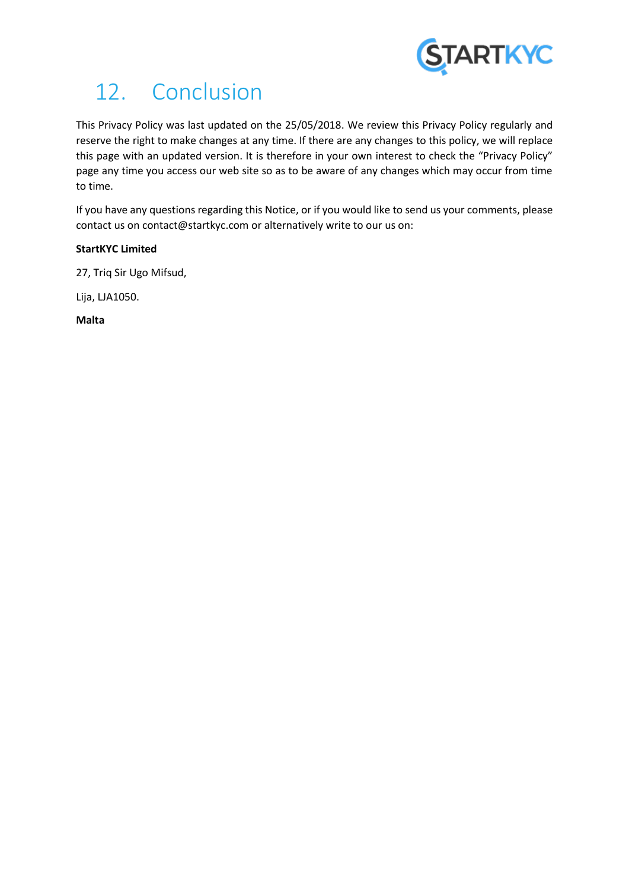# 12. Conclusion

This Privacy Policy was last updated on the 25/05/2018. We review this Privacy Policy regularly and reserve the right to make changes at any time. If there are any changes to this policy, we will replace this page with an updated version. It is therefore in your own interest to check the "Privacy Policy" page any time you access our web site so as to be aware of any changes which may occur from time to time.

If you have any questions regarding this Notice, or if you would like to send us your comments, please contact us on contact@startkyc.com or alternatively write to our us on:

**StartKYC Limited**

27, Triq Sir Ugo Mifsud,

Lija, LJA1050.

**Malta**